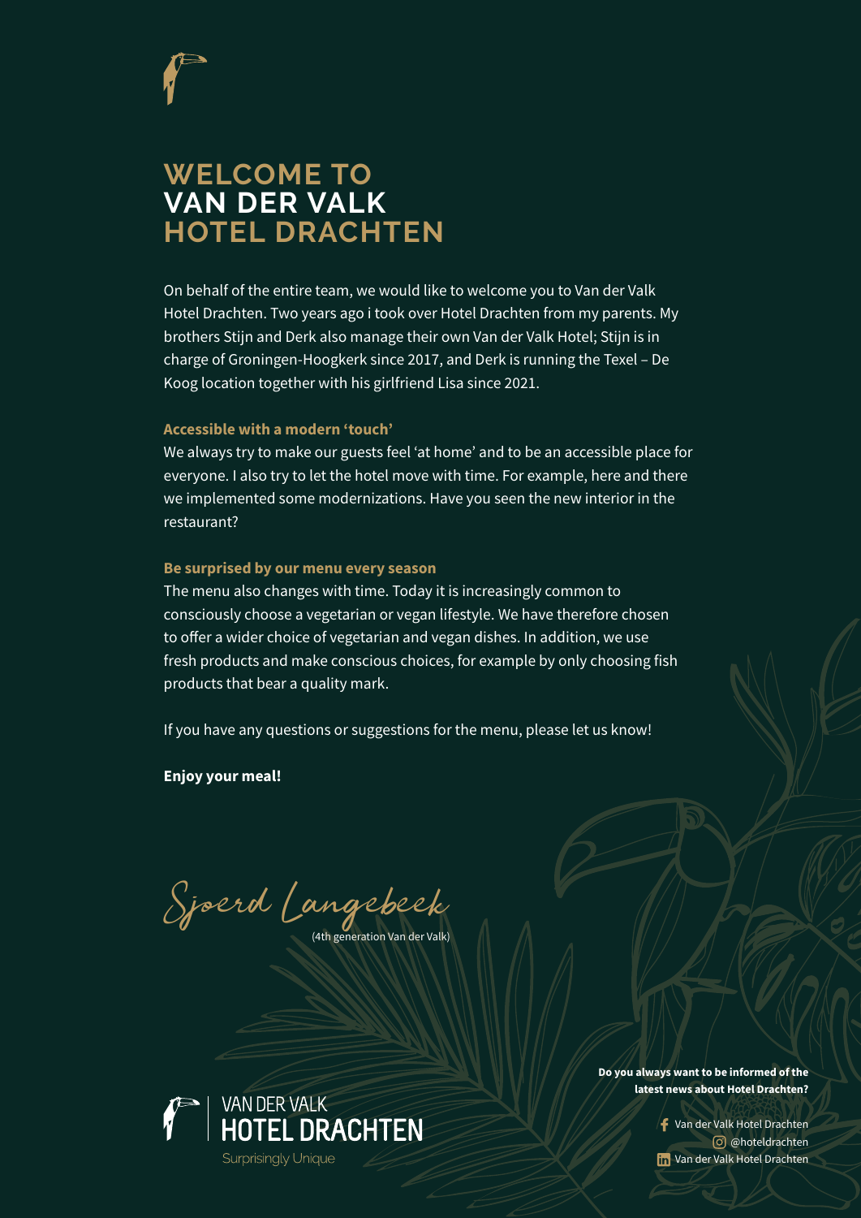# WELCOME TO VAN DER VALK HOTEL DRACHTEN

On behalf of the entire team, we would like to welcome you to Van der Valk Hotel Drachten. Two years ago i took over Hotel Drachten from my parents. My brothers Stijn and Derk also manage their own Van der Valk Hotel; Stijn is in charge of Groningen-Hoogkerk since 2017, and Derk is running the Texel – De Koog location together with his girlfriend Lisa since 2021.

**Accessible with a modern 'touch'**

We always try to make our guests feel 'at home' and to be an accessible place for everyone. I also try to let the hotel move with time. For example, here and there we implemented some modernizations. Have you seen the new interior in the restaurant?

**Be surprised by our menu every season**

The menu also changes with time. Today it is increasingly common to consciously choose a vegetarian or vegan lifestyle. We have therefore chosen to offer a wider choice of vegetarian and vegan dishes. In addition, we use fresh products and make conscious choices, for example by only choosing fish products that bear a quality mark.

If you have any questions or suggestions for the menu, please let us know!

**Enjoy your meal!**

*Sjoerd Langebeek*
(4th generation Van der Valk)

VAN DER VALK
**HOTEL DRACHTEN**
Surprisingly Unique

**Do you always want to be informed of the latest news about Hotel Drachten?**

Van der Valk Hotel Drachten
@hoteldrachten
Van der Valk Hotel Drachten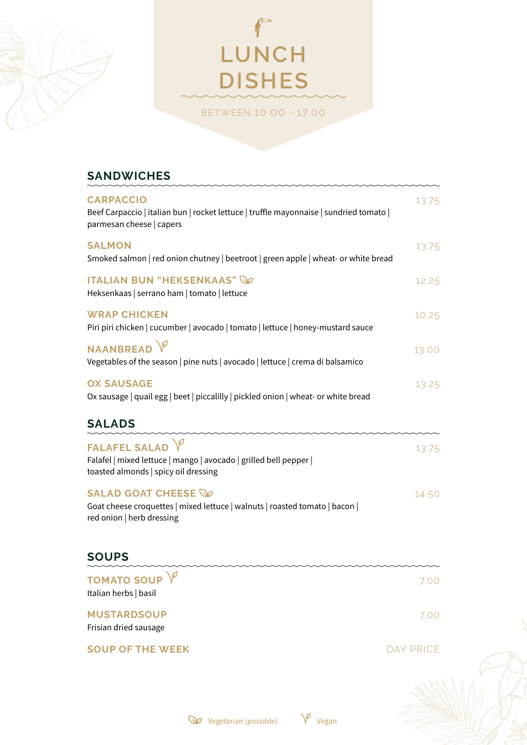# LUNCH DISHES

BETWEEN 10.00 - 17.00

## SANDWICHES

### CARPACCIO — 13.75
Beef Carpaccio | italian bun | rocket lettuce | truffle mayonnaise | sundried tomato | parmesan cheese | capers

### SALMON — 13.75
Smoked salmon | red onion chutney | beetroot | green apple | wheat- or white bread

### ITALIAN BUN "HEKSENKAAS" (Vegetarian possible) — 12.25
Heksenkaas | serrano ham | tomato | lettuce

### WRAP CHICKEN — 10.25
Piri piri chicken | cucumber | avocado | tomato | lettuce | honey-mustard sauce

### NAANBREAD (Vegan) — 13.00
Vegetables of the season | pine nuts | avocado | lettuce | crema di balsamico

### OX SAUSAGE — 13.25
Ox sausage | quail egg | beet | piccalilly | pickled onion | wheat- or white bread

## SALADS

### FALAFEL SALAD (Vegan) — 13.75
Falafel | mixed lettuce | mango | avocado | grilled bell pepper | toasted almonds | spicy oil dressing

### SALAD GOAT CHEESE (Vegetarian possible) — 14.50
Goat cheese croquettes | mixed lettuce | walnuts | roasted tomato | bacon | red onion | herb dressing

## SOUPS

### TOMATO SOUP (Vegan) — 7.00
Italian herbs | basil

### MUSTARDSOUP — 7.00
Frisian dried sausage

### SOUP OF THE WEEK — DAY PRICE

Vegetarian (possible) | Vegan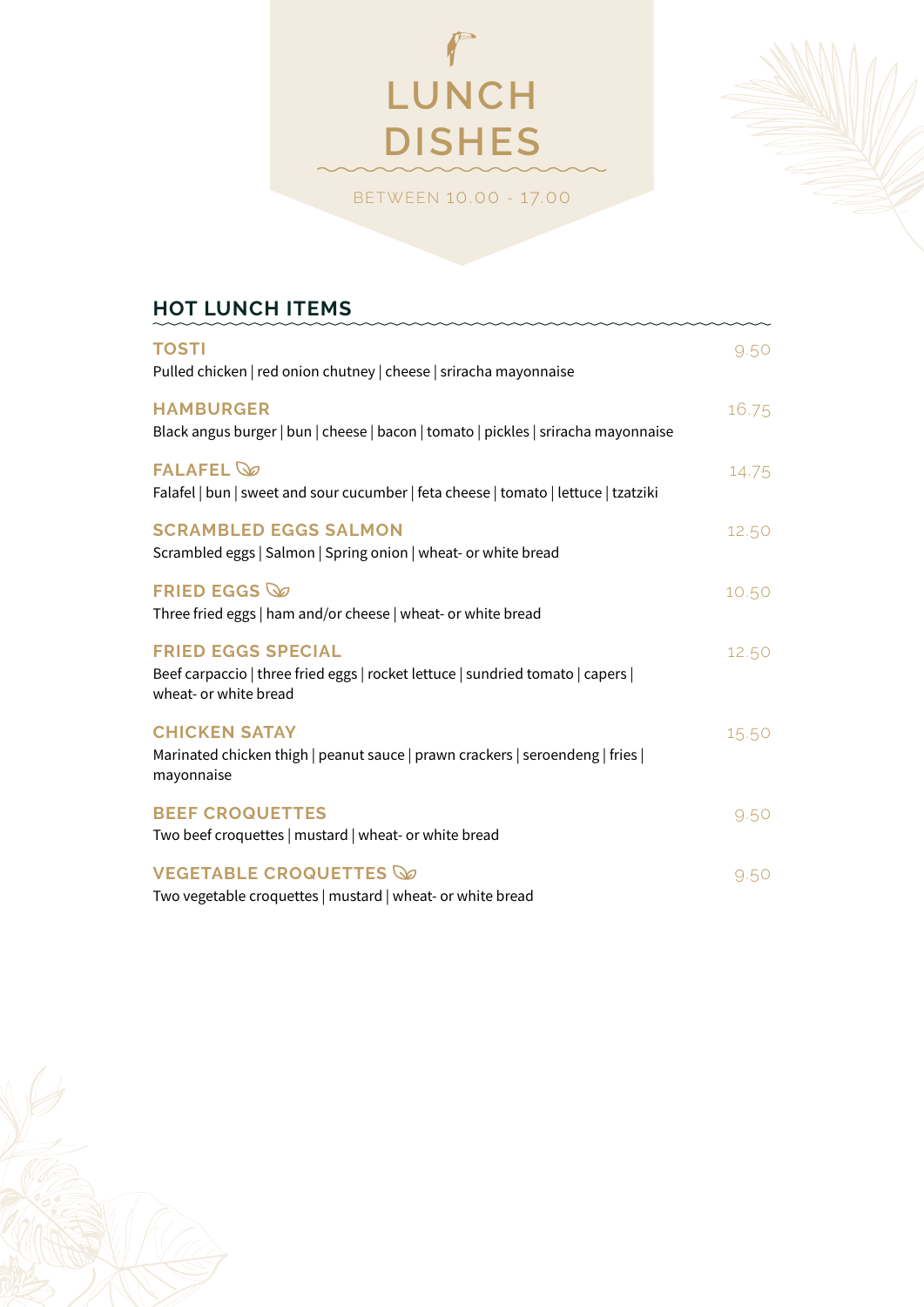# LUNCH DISHES

BETWEEN 10.00 - 17.00

## HOT LUNCH ITEMS

### TOSTI
9.50

Pulled chicken | red onion chutney | cheese | sriracha mayonnaise

### HAMBURGER
16.75

Black angus burger | bun | cheese | bacon | tomato | pickles | sriracha mayonnaise

### FALAFEL
14.75

Falafel | bun | sweet and sour cucumber | feta cheese | tomato | lettuce | tzatziki

### SCRAMBLED EGGS SALMON
12.50

Scrambled eggs | Salmon | Spring onion | wheat- or white bread

### FRIED EGGS
10.50

Three fried eggs | ham and/or cheese | wheat- or white bread

### FRIED EGGS SPECIAL
12.50

Beef carpaccio | three fried eggs | rocket lettuce | sundried tomato | capers | wheat- or white bread

### CHICKEN SATAY
15.50

Marinated chicken thigh | peanut sauce | prawn crackers | seroendeng | fries | mayonnaise

### BEEF CROQUETTES
9.50

Two beef croquettes | mustard | wheat- or white bread

### VEGETABLE CROQUETTES
9.50

Two vegetable croquettes | mustard | wheat- or white bread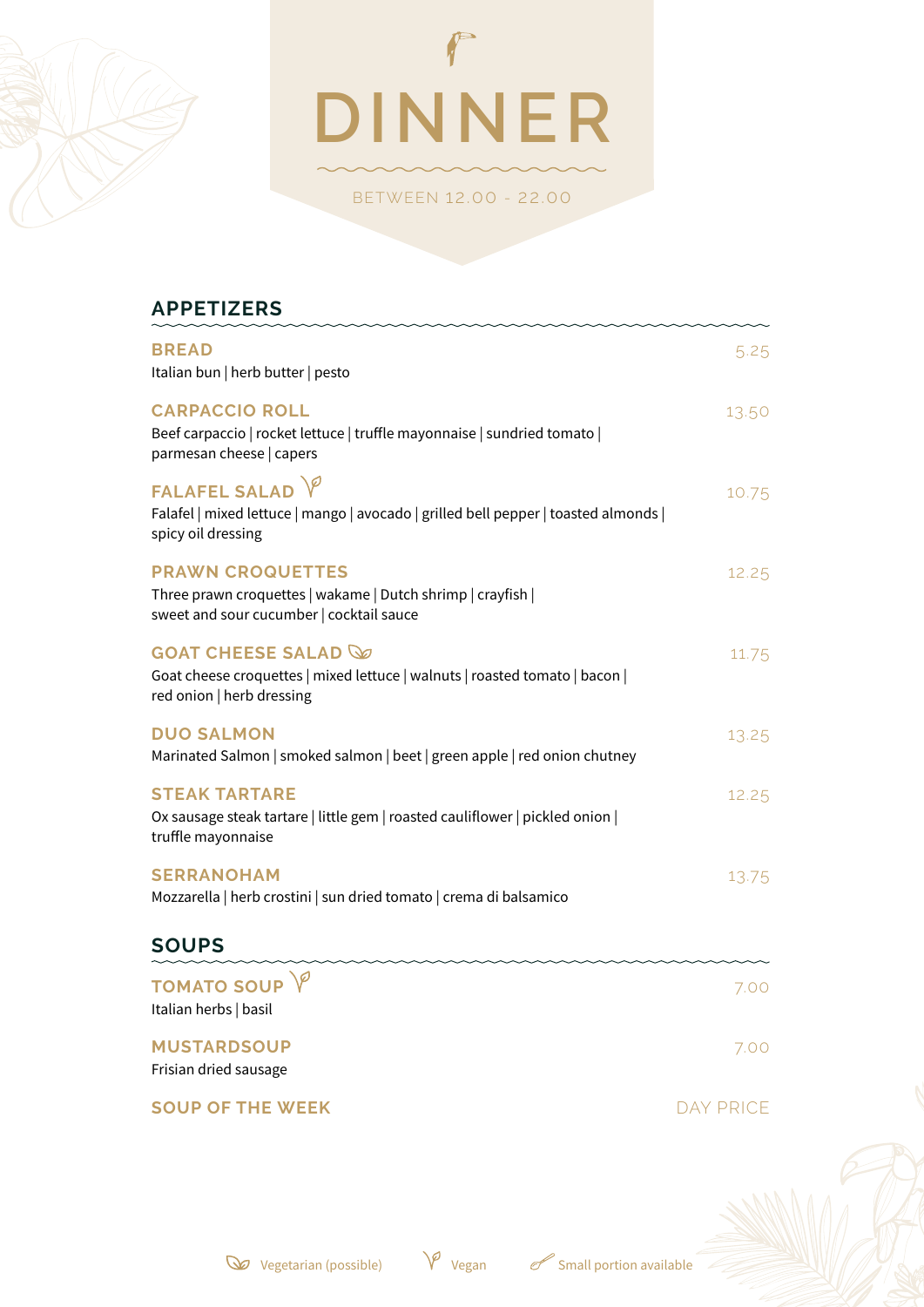# DINNER

BETWEEN 12.00 - 22.00

## APPETIZERS

**BREAD** 5.25
Italian bun | herb butter | pesto

**CARPACCIO ROLL** 13.50
Beef carpaccio | rocket lettuce | truffle mayonnaise | sundried tomato | parmesan cheese | capers

**FALAFEL SALAD** (Vegan) 10.75
Falafel | mixed lettuce | mango | avocado | grilled bell pepper | toasted almonds | spicy oil dressing

**PRAWN CROQUETTES** 12.25
Three prawn croquettes | wakame | Dutch shrimp | crayfish | sweet and sour cucumber | cocktail sauce

**GOAT CHEESE SALAD** (Vegetarian (possible)) 11.75
Goat cheese croquettes | mixed lettuce | walnuts | roasted tomato | bacon | red onion | herb dressing

**DUO SALMON** 13.25
Marinated Salmon | smoked salmon | beet | green apple | red onion chutney

**STEAK TARTARE** 12.25
Ox sausage steak tartare | little gem | roasted cauliflower | pickled onion | truffle mayonnaise

**SERRANOHAM** 13.75
Mozzarella | herb crostini | sun dried tomato | crema di balsamico

## SOUPS

**TOMATO SOUP** (Vegan) 7.00
Italian herbs | basil

**MUSTARDSOUP** 7.00
Frisian dried sausage

**SOUP OF THE WEEK** DAY PRICE

Vegetarian (possible) | Vegan | Small portion available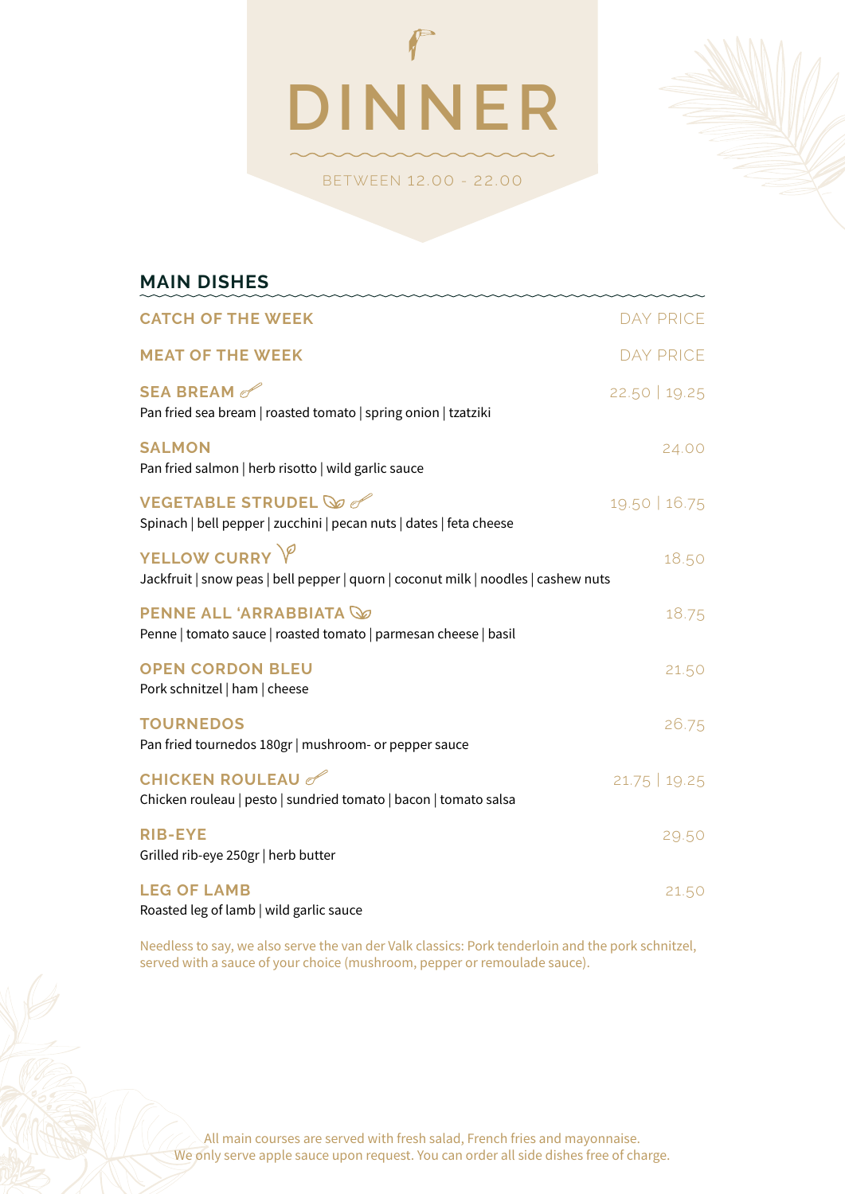# DINNER

BETWEEN 12.00 - 22.00

## MAIN DISHES

**CATCH OF THE WEEK** — DAY PRICE

**MEAT OF THE WEEK** — DAY PRICE

**SEA BREAM** — 22.50 | 19.25
Pan fried sea bream | roasted tomato | spring onion | tzatziki

**SALMON** — 24.00
Pan fried salmon | herb risotto | wild garlic sauce

**VEGETABLE STRUDEL** — 19.50 | 16.75
Spinach | bell pepper | zucchini | pecan nuts | dates | feta cheese

**YELLOW CURRY** — 18.50
Jackfruit | snow peas | bell pepper | quorn | coconut milk | noodles | cashew nuts

**PENNE ALL 'ARRABBIATA** — 18.75
Penne | tomato sauce | roasted tomato | parmesan cheese | basil

**OPEN CORDON BLEU** — 21.50
Pork schnitzel | ham | cheese

**TOURNEDOS** — 26.75
Pan fried tournedos 180gr | mushroom- or pepper sauce

**CHICKEN ROULEAU** — 21.75 | 19.25
Chicken rouleau | pesto | sundried tomato | bacon | tomato salsa

**RIB-EYE** — 29.50
Grilled rib-eye 250gr | herb butter

**LEG OF LAMB** — 21.50
Roasted leg of lamb | wild garlic sauce

Needless to say, we also serve the van der Valk classics: Pork tenderloin and the pork schnitzel, served with a sauce of your choice (mushroom, pepper or remoulade sauce).

All main courses are served with fresh salad, French fries and mayonnaise.
We only serve apple sauce upon request. You can order all side dishes free of charge.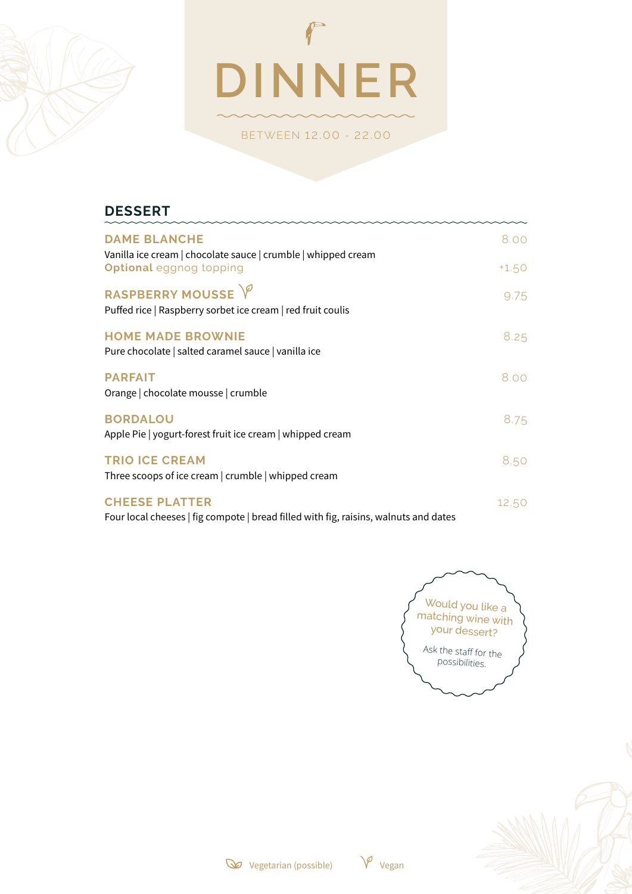# DINNER

BETWEEN 12.00 - 22.00

## DESSERT

**DAME BLANCHE** — 8.00
Vanilla ice cream | chocolate sauce | crumble | whipped cream
**Optional** eggnog topping — +1.50

**RASPBERRY MOUSSE** (Vegan) — 9.75
Puffed rice | Raspberry sorbet ice cream | red fruit coulis

**HOME MADE BROWNIE** — 8.25
Pure chocolate | salted caramel sauce | vanilla ice

**PARFAIT** — 8.00
Orange | chocolate mousse | crumble

**BORDALOU** — 8.75
Apple Pie | yogurt-forest fruit ice cream | whipped cream

**TRIO ICE CREAM** — 8.50
Three scoops of ice cream | crumble | whipped cream

**CHEESE PLATTER** — 12.50
Four local cheeses | fig compote | bread filled with fig, raisins, walnuts and dates

Would you like a matching wine with your dessert?

Ask the staff for the possibilities.

Vegetarian (possible) Vegan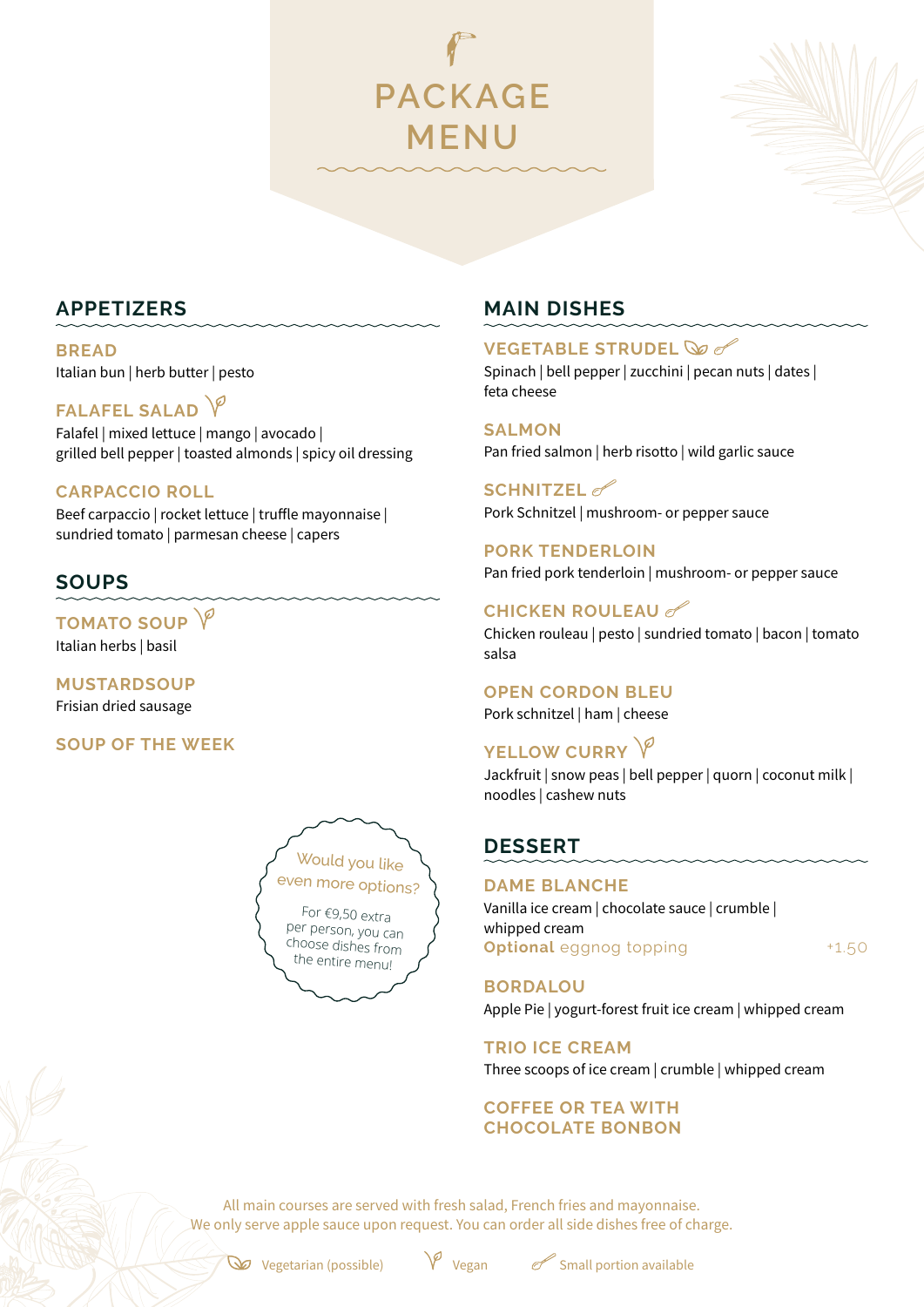# PACKAGE MENU

## APPETIZERS

### BREAD
Italian bun | herb butter | pesto

### FALAFEL SALAD (Vegan)
Falafel | mixed lettuce | mango | avocado | grilled bell pepper | toasted almonds | spicy oil dressing

### CARPACCIO ROLL
Beef carpaccio | rocket lettuce | truffle mayonnaise | sundried tomato | parmesan cheese | capers

## SOUPS

### TOMATO SOUP (Vegan)
Italian herbs | basil

### MUSTARDSOUP
Frisian dried sausage

### SOUP OF THE WEEK

Would you like even more options?

For €9,50 extra per person, you can choose dishes from the entire menu!

## MAIN DISHES

### VEGETABLE STRUDEL (Vegetarian (possible), Small portion available)
Spinach | bell pepper | zucchini | pecan nuts | dates | feta cheese

### SALMON
Pan fried salmon | herb risotto | wild garlic sauce

### SCHNITZEL (Small portion available)
Pork Schnitzel | mushroom- or pepper sauce

### PORK TENDERLOIN
Pan fried pork tenderloin | mushroom- or pepper sauce

### CHICKEN ROULEAU (Small portion available)
Chicken rouleau | pesto | sundried tomato | bacon | tomato salsa

### OPEN CORDON BLEU
Pork schnitzel | ham | cheese

### YELLOW CURRY (Vegan)
Jackfruit | snow peas | bell pepper | quorn | coconut milk | noodles | cashew nuts

## DESSERT

### DAME BLANCHE
Vanilla ice cream | chocolate sauce | crumble | whipped cream
**Optional** eggnog topping +1.50

### BORDALOU
Apple Pie | yogurt-forest fruit ice cream | whipped cream

### TRIO ICE CREAM
Three scoops of ice cream | crumble | whipped cream

### COFFEE OR TEA WITH CHOCOLATE BONBON

All main courses are served with fresh salad, French fries and mayonnaise.
We only serve apple sauce upon request. You can order all side dishes free of charge.

Vegetarian (possible) | Vegan | Small portion available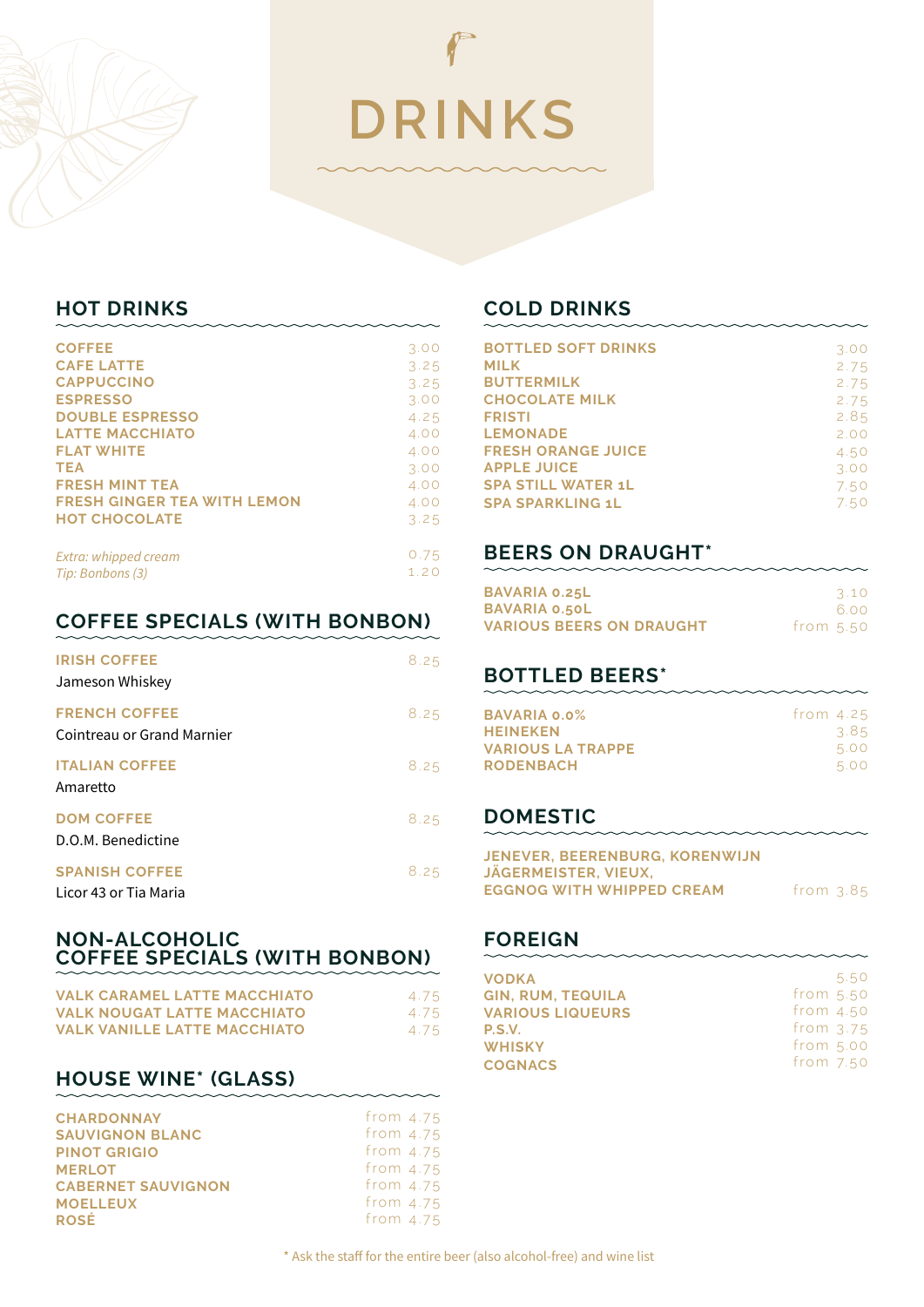# DRINKS

## HOT DRINKS

| | |
|---|---|
| COFFEE | 3.00 |
| CAFE LATTE | 3.25 |
| CAPPUCCINO | 3.25 |
| ESPRESSO | 3.00 |
| DOUBLE ESPRESSO | 4.25 |
| LATTE MACCHIATO | 4.00 |
| FLAT WHITE | 4.00 |
| TEA | 3.00 |
| FRESH MINT TEA | 4.00 |
| FRESH GINGER TEA WITH LEMON | 4.00 |
| HOT CHOCOLATE | 3.25 |
| *Extra: whipped cream* | 0.75 |
| *Tip: Bonbons (3)* | 1.20 |

## COFFEE SPECIALS (WITH BONBON)

| | |
|---|---|
| **IRISH COFFEE** | 8.25 |
| Jameson Whiskey | |
| **FRENCH COFFEE** | 8.25 |
| Cointreau or Grand Marnier | |
| **ITALIAN COFFEE** | 8.25 |
| Amaretto | |
| **DOM COFFEE** | 8.25 |
| D.O.M. Benedictine | |
| **SPANISH COFFEE** | 8.25 |
| Licor 43 or Tia Maria | |

## NON-ALCOHOLIC COFFEE SPECIALS (WITH BONBON)

| | |
|---|---|
| VALK CARAMEL LATTE MACCHIATO | 4.75 |
| VALK NOUGAT LATTE MACCHIATO | 4.75 |
| VALK VANILLE LATTE MACCHIATO | 4.75 |

## HOUSE WINE* (GLASS)

| | |
|---|---|
| CHARDONNAY | from 4.75 |
| SAUVIGNON BLANC | from 4.75 |
| PINOT GRIGIO | from 4.75 |
| MERLOT | from 4.75 |
| CABERNET SAUVIGNON | from 4.75 |
| MOELLEUX | from 4.75 |
| ROSÉ | from 4.75 |

## COLD DRINKS

| | |
|---|---|
| BOTTLED SOFT DRINKS | 3.00 |
| MILK | 2.75 |
| BUTTERMILK | 2.75 |
| CHOCOLATE MILK | 2.75 |
| FRISTI | 2.85 |
| LEMONADE | 2.00 |
| FRESH ORANGE JUICE | 4.50 |
| APPLE JUICE | 3.00 |
| SPA STILL WATER 1L | 7.50 |
| SPA SPARKLING 1L | 7.50 |

## BEERS ON DRAUGHT*

| | |
|---|---|
| BAVARIA 0.25L | 3.10 |
| BAVARIA 0.50L | 6.00 |
| VARIOUS BEERS ON DRAUGHT | from 5.50 |

## BOTTLED BEERS*

| | |
|---|---|
| BAVARIA 0.0% | from 4.25 |
| HEINEKEN | 3.85 |
| VARIOUS LA TRAPPE | 5.00 |
| RODENBACH | 5.00 |

## DOMESTIC

| | |
|---|---|
| JENEVER, BEERENBURG, KORENWIJN JÄGERMEISTER, VIEUX, EGGNOG WITH WHIPPED CREAM | from 3.85 |

## FOREIGN

| | |
|---|---|
| VODKA | 5.50 |
| GIN, RUM, TEQUILA | from 5.50 |
| VARIOUS LIQUEURS | from 4.50 |
| P.S.V. | from 3.75 |
| WHISKY | from 5.00 |
| COGNACS | from 7.50 |

* Ask the staff for the entire beer (also alcohol-free) and wine list